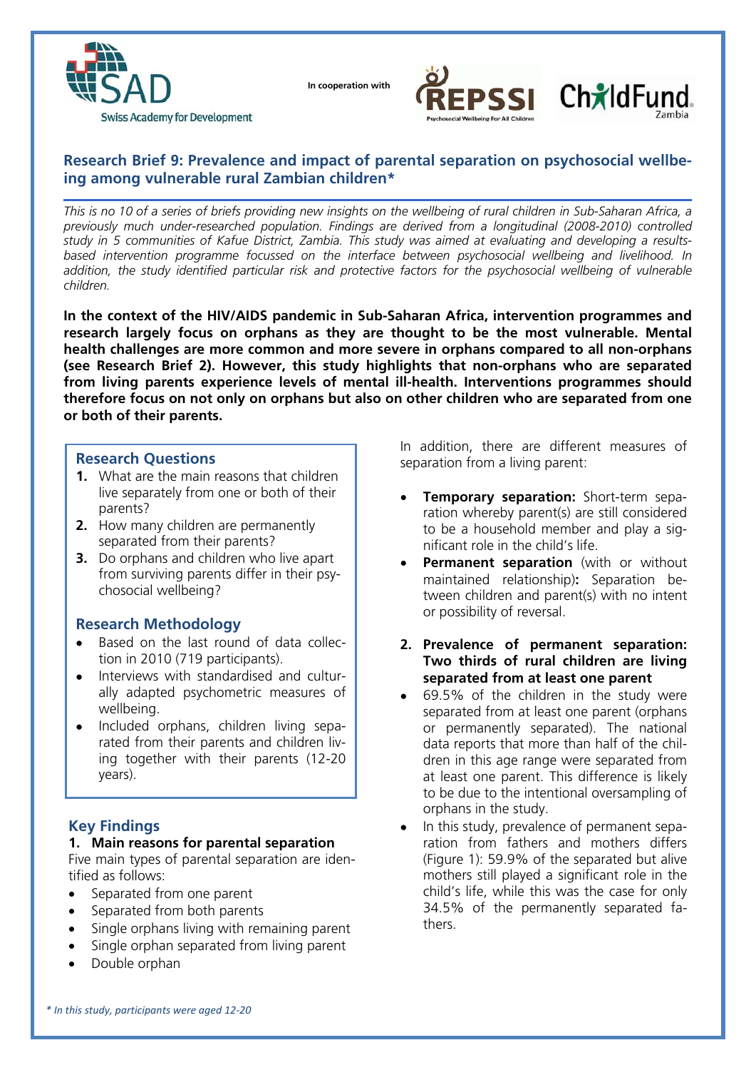SAD Swiss Academy for Development

In cooperation with

REPSSI Psychosocial Wellbeing For All Children

ChildFund Zambia

## Research Brief 9: Prevalence and impact of parental separation on psychosocial wellbeing among vulnerable rural Zambian children*

*This is no 10 of a series of briefs providing new insights on the wellbeing of rural children in Sub-Saharan Africa, a previously much under-researched population. Findings are derived from a longitudinal (2008-2010) controlled study in 5 communities of Kafue District, Zambia. This study was aimed at evaluating and developing a results-based intervention programme focussed on the interface between psychosocial wellbeing and livelihood. In addition, the study identified particular risk and protective factors for the psychosocial wellbeing of vulnerable children.*

**In the context of the HIV/AIDS pandemic in Sub-Saharan Africa, intervention programmes and research largely focus on orphans as they are thought to be the most vulnerable. Mental health challenges are more common and more severe in orphans compared to all non-orphans (see Research Brief 2). However, this study highlights that non-orphans who are separated from living parents experience levels of mental ill-health. Interventions programmes should therefore focus on not only on orphans but also on other children who are separated from one or both of their parents.**

### Research Questions

1. What are the main reasons that children live separately from one or both of their parents?
2. How many children are permanently separated from their parents?
3. Do orphans and children who live apart from surviving parents differ in their psychosocial wellbeing?

### Research Methodology

- Based on the last round of data collection in 2010 (719 participants).
- Interviews with standardised and culturally adapted psychometric measures of wellbeing.
- Included orphans, children living separated from their parents and children living together with their parents (12-20 years).

### Key Findings

**1. Main reasons for parental separation**

Five main types of parental separation are identified as follows:

- Separated from one parent
- Separated from both parents
- Single orphans living with remaining parent
- Single orphan separated from living parent
- Double orphan

In addition, there are different measures of separation from a living parent:

- **Temporary separation:** Short-term separation whereby parent(s) are still considered to be a household member and play a significant role in the child's life.
- **Permanent separation** (with or without maintained relationship)**:** Separation between children and parent(s) with no intent or possibility of reversal.

**2. Prevalence of permanent separation: Two thirds of rural children are living separated from at least one parent**

- 69.5% of the children in the study were separated from at least one parent (orphans or permanently separated). The national data reports that more than half of the children in this age range were separated from at least one parent. This difference is likely to be due to the intentional oversampling of orphans in the study.
- In this study, prevalence of permanent separation from fathers and mothers differs (Figure 1): 59.9% of the separated but alive mothers still played a significant role in the child's life, while this was the case for only 34.5% of the permanently separated fathers.

*\* In this study, participants were aged 12-20*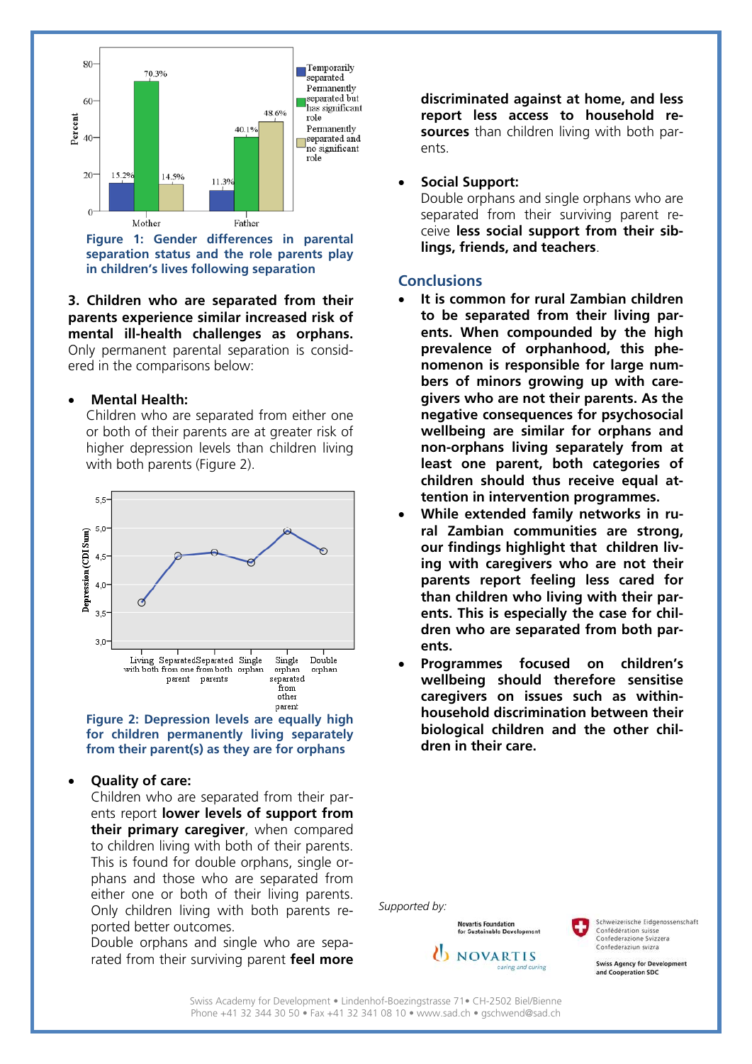80
60
40
20
0
Percent
70.3%
15.2%
14.5%
48.6%
40.1%
11.3%
Mother
Father
Temporarily separated
Permanently separated but has significant role
Permanently separated and no significant role

**Figure 1: Gender differences in parental separation status and the role parents play in children's lives following separation**

**3. Children who are separated from their parents experience similar increased risk of mental ill-health challenges as orphans.** Only permanent parental separation is considered in the comparisons below:

- **Mental Health:**
  Children who are separated from either one or both of their parents are at greater risk of higher depression levels than children living with both parents (Figure 2).

5,5
5,0
4,5
4,0
3,5
3,0
Depression (CDI Sum)
Living with both parents
Separated from one parent
Separated from both parents
Single orphan
Single orphan separated from other parent
Double orphan

**Figure 2: Depression levels are equally high for children permanently living separately from their parent(s) as they are for orphans**

- **Quality of care:**
  Children who are separated from their parents report **lower levels of support from their primary caregiver**, when compared to children living with both of their parents. This is found for double orphans, single orphans and those who are separated from either one or both of their living parents. Only children living with both parents reported better outcomes.
  Double orphans and single who are separated from their surviving parent **feel more discriminated against at home, and less report less access to household resources** than children living with both parents.

- **Social Support:**
  Double orphans and single orphans who are separated from their surviving parent receive **less social support from their siblings, friends, and teachers**.

## Conclusions

- **It is common for rural Zambian children to be separated from their living parents. When compounded by the high prevalence of orphanhood, this phenomenon is responsible for large numbers of minors growing up with caregivers who are not their parents. As the negative consequences for psychosocial wellbeing are similar for orphans and non-orphans living separately from at least one parent, both categories of children should thus receive equal attention in intervention programmes.**
- **While extended family networks in rural Zambian communities are strong, our findings highlight that children living with caregivers who are not their parents report feeling less cared for than children who living with their parents. This is especially the case for children who are separated from both parents.**
- **Programmes focused on children's wellbeing should therefore sensitise caregivers on issues such as within-household discrimination between their biological children and the other children in their care.**

*Supported by:*

Novartis Foundation for Sustainable Development
NOVARTIS caring and curing

Schweizerische Eidgenossenschaft
Confédération suisse
Confederazione Svizzera
Confederaziun svizra

Swiss Agency for Development and Cooperation SDC

Swiss Academy for Development • Lindenhof-Boezingstrasse 71• CH-2502 Biel/Bienne
Phone +41 32 344 30 50 • Fax +41 32 341 08 10 • www.sad.ch • gschwend@sad.ch